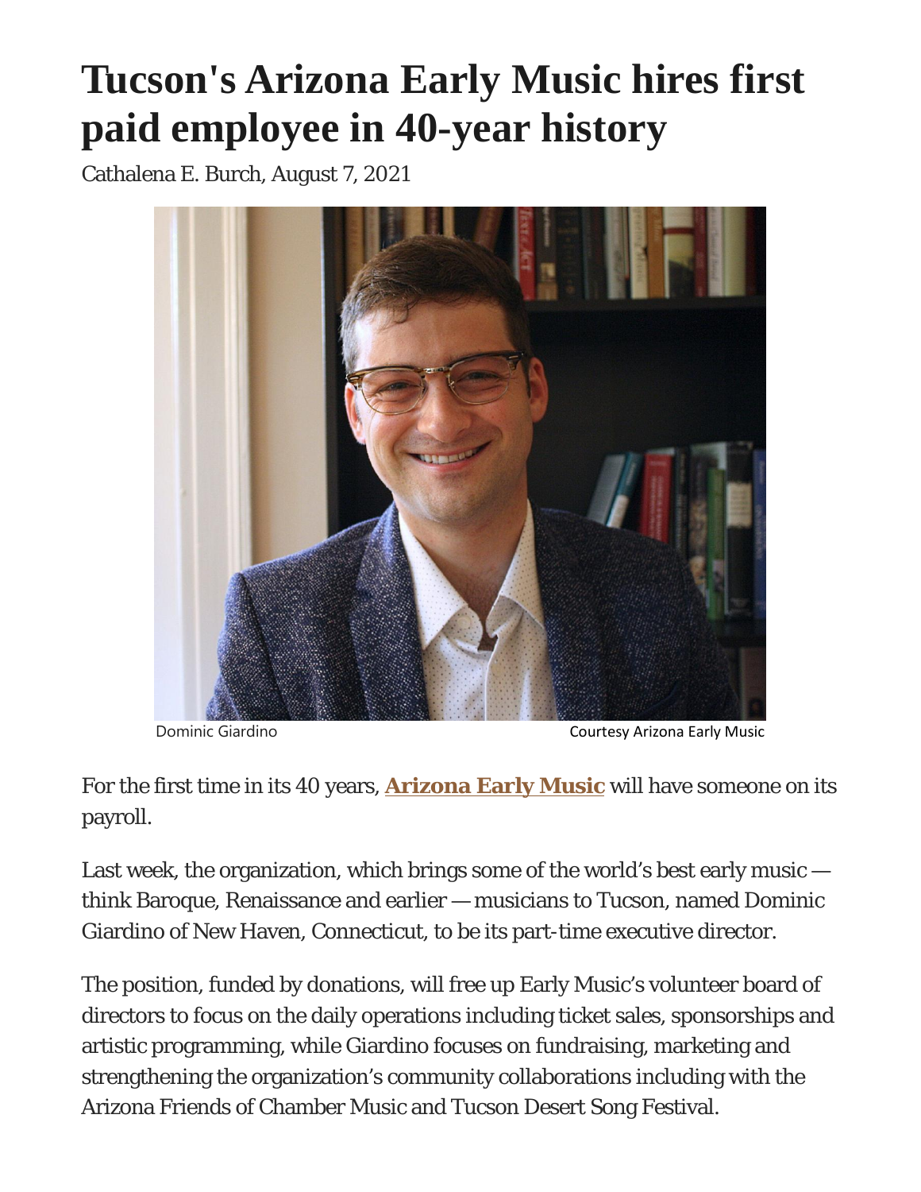# Tucson's Arizona Early Music hires first paid employee in 40-year history

Cathalena E. Burch, August 7, 2021

Dominic Giardino Courtesy Arizona Early Music

For the first time in its 40 years, **Arizona Early Music** will have someone on its payroll.

Last week, the organization, which brings some of the world's best early music — think Baroque, Renaissance and earlier — musicians to Tucson, named Dominic Giardino of New Haven, Connecticut, to be its part-time executive director.

The position, funded by donations, will free up Early Music's volunteer board of directors to focus on the daily operations including ticket sales, sponsorships and artistic programming, while Giardino focuses on fundraising, marketing and strengthening the organization's community collaborations including with the Arizona Friends of Chamber Music and Tucson Desert Song Festival.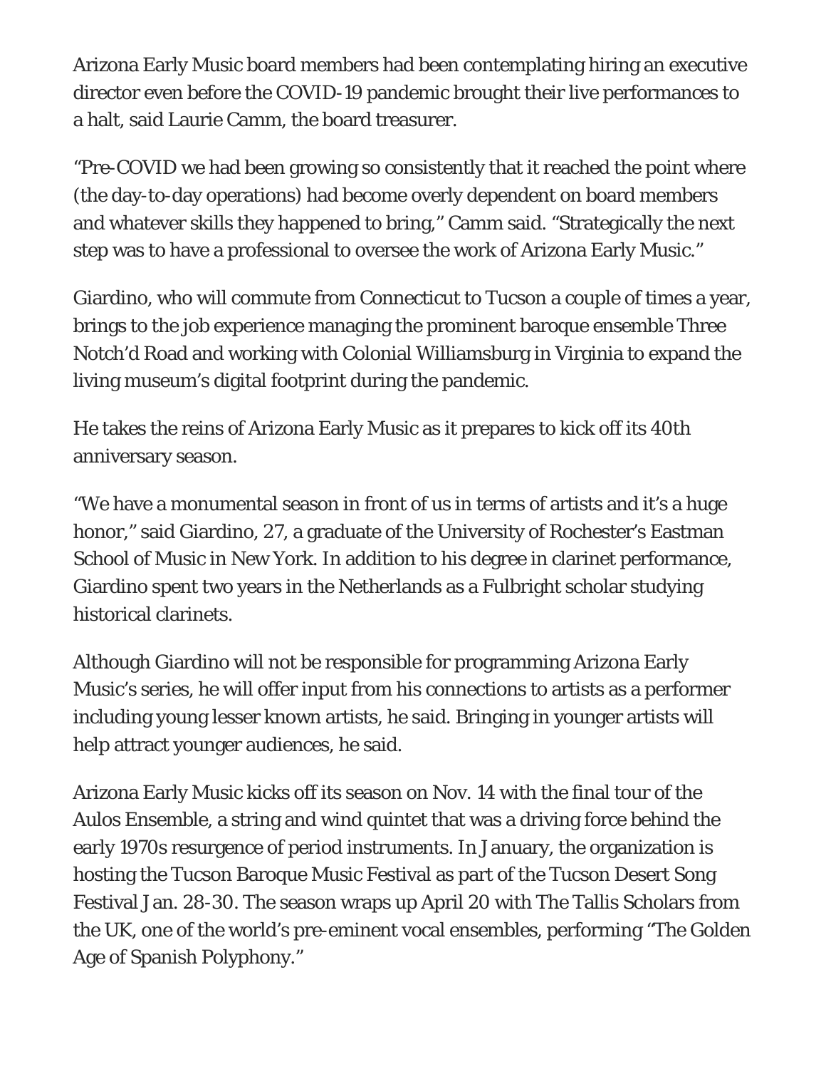Arizona Early Music board members had been contemplating hiring an executive director even before the COVID-19 pandemic brought their live performances to a halt, said Laurie Camm, the board treasurer.

"Pre-COVID we had been growing so consistently that it reached the point where (the day-to-day operations) had become overly dependent on board members and whatever skills they happened to bring," Camm said. "Strategically the next step was to have a professional to oversee the work of Arizona Early Music."

Giardino, who will commute from Connecticut to Tucson a couple of times a year, brings to the job experience managing the prominent baroque ensemble Three Notch'd Road and working with Colonial Williamsburg in Virginia to expand the living museum's digital footprint during the pandemic.

He takes the reins of Arizona Early Music as it prepares to kick off its 40th anniversary season.

"We have a monumental season in front of us in terms of artists and it's a huge honor," said Giardino, 27, a graduate of the University of Rochester's Eastman School of Music in New York. In addition to his degree in clarinet performance, Giardino spent two years in the Netherlands as a Fulbright scholar studying historical clarinets.

Although Giardino will not be responsible for programming Arizona Early Music's series, he will offer input from his connections to artists as a performer including young lesser known artists, he said. Bringing in younger artists will help attract younger audiences, he said.

Arizona Early Music kicks off its season on Nov. 14 with the final tour of the Aulos Ensemble, a string and wind quintet that was a driving force behind the early 1970s resurgence of period instruments. In January, the organization is hosting the Tucson Baroque Music Festival as part of the Tucson Desert Song Festival Jan. 28-30. The season wraps up April 20 with The Tallis Scholars from the UK, one of the world's pre-eminent vocal ensembles, performing "The Golden Age of Spanish Polyphony."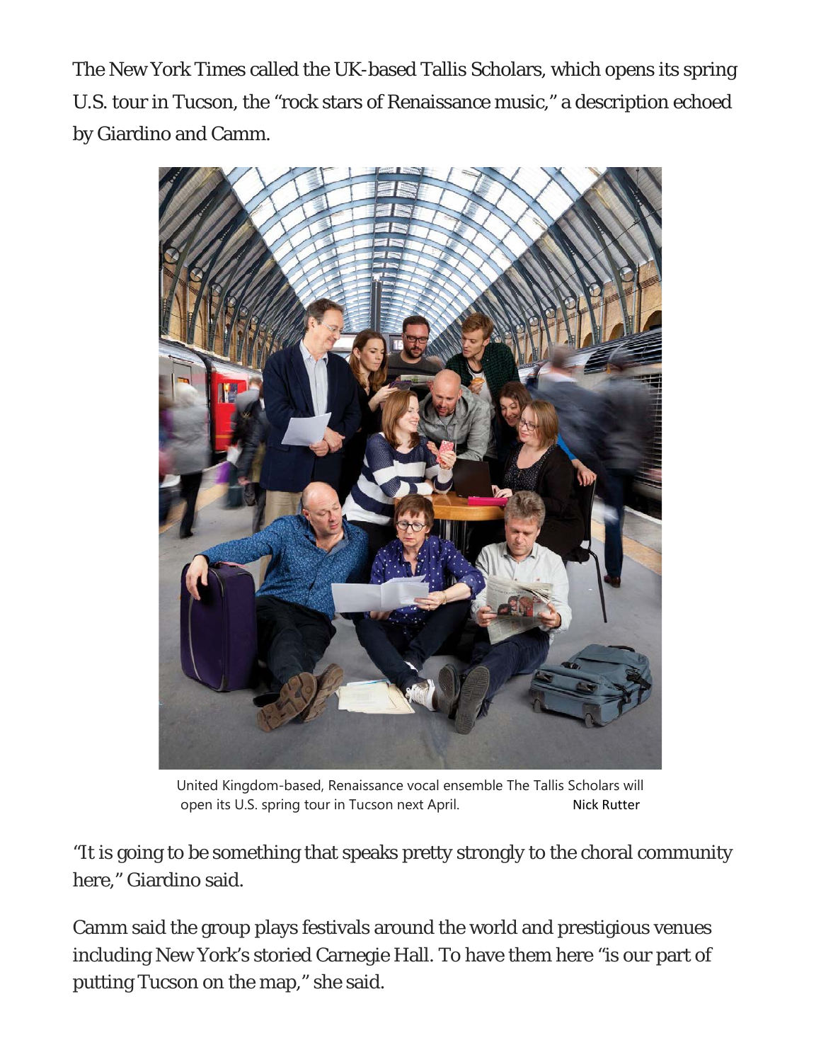The New York Times called the UK-based Tallis Scholars, which opens its spring U.S. tour in Tucson, the "rock stars of Renaissance music," a description echoed by Giardino and Camm.

United Kingdom-based, Renaissance vocal ensemble The Tallis Scholars will open its U.S. spring tour in Tucson next April. Nick Rutter

"It is going to be something that speaks pretty strongly to the choral community here," Giardino said.

Camm said the group plays festivals around the world and prestigious venues including New York's storied Carnegie Hall. To have them here "is our part of putting Tucson on the map," she said.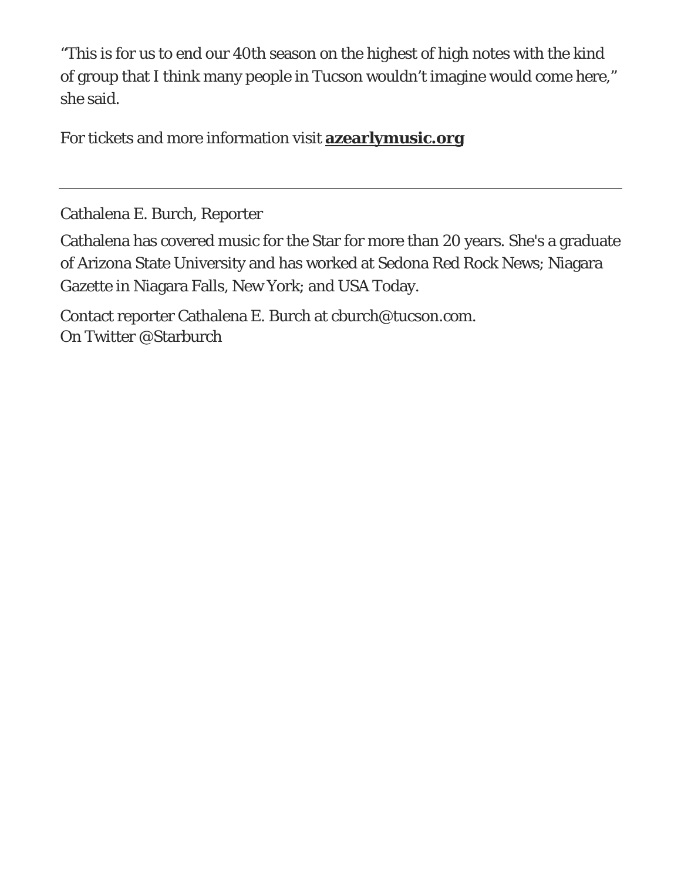"This is for us to end our 40th season on the highest of high notes with the kind of group that I think many people in Tucson wouldn't imagine would come here," she said.

For tickets and more information visit **azearlymusic.org**

---

Cathalena E. Burch, Reporter

Cathalena has covered music for the Star for more than 20 years. She's a graduate of Arizona State University and has worked at Sedona Red Rock News; Niagara Gazette in Niagara Falls, New York; and USA Today.

Contact reporter Cathalena E. Burch at cburch@tucson.com.
On Twitter @Starburch